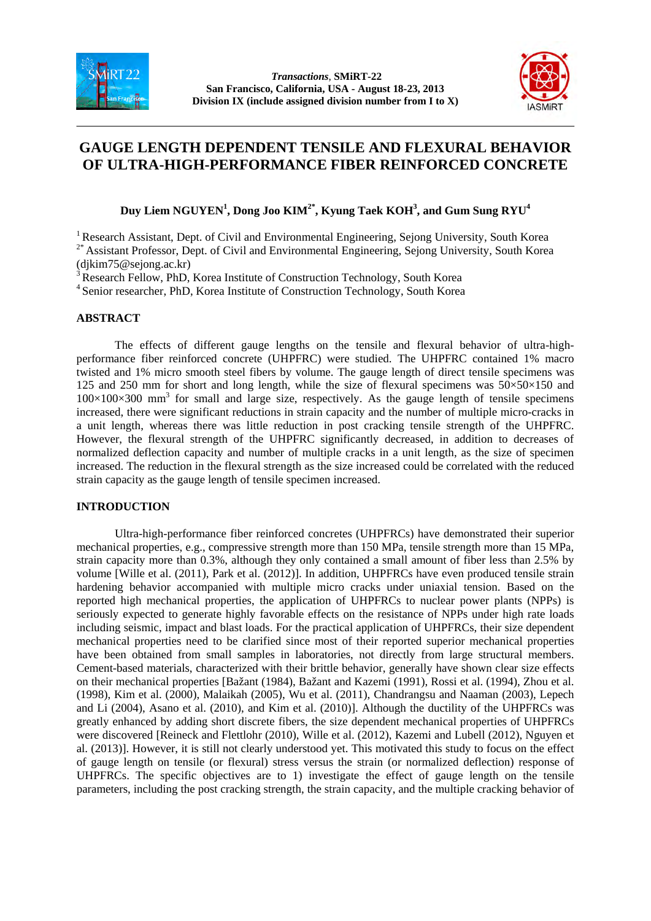*Transactions*, **SMiRT-22**
**San Francisco, California, USA - August 18-23, 2013**
**Division IX (include assigned division number from I to X)**

# GAUGE LENGTH DEPENDENT TENSILE AND FLEXURAL BEHAVIOR OF ULTRA-HIGH-PERFORMANCE FIBER REINFORCED CONCRETE

**Duy Liem NGUYEN[1], Dong Joo KIM[2*], Kyung Taek KOH[3], and Gum Sung RYU[4]**

[1] Research Assistant, Dept. of Civil and Environmental Engineering, Sejong University, South Korea
[2*] Assistant Professor, Dept. of Civil and Environmental Engineering, Sejong University, South Korea (djkim75@sejong.ac.kr)
[3] Research Fellow, PhD, Korea Institute of Construction Technology, South Korea
[4] Senior researcher, PhD, Korea Institute of Construction Technology, South Korea

## ABSTRACT

The effects of different gauge lengths on the tensile and flexural behavior of ultra-high-performance fiber reinforced concrete (UHPFRC) were studied. The UHPFRC contained 1% macro twisted and 1% micro smooth steel fibers by volume. The gauge length of direct tensile specimens was 125 and 250 mm for short and long length, while the size of flexural specimens was 50×50×150 and 100×100×300 mm$^3$ for small and large size, respectively. As the gauge length of tensile specimens increased, there were significant reductions in strain capacity and the number of multiple micro-cracks in a unit length, whereas there was little reduction in post cracking tensile strength of the UHPFRC. However, the flexural strength of the UHPFRC significantly decreased, in addition to decreases of normalized deflection capacity and number of multiple cracks in a unit length, as the size of specimen increased. The reduction in the flexural strength as the size increased could be correlated with the reduced strain capacity as the gauge length of tensile specimen increased.

## INTRODUCTION

Ultra-high-performance fiber reinforced concretes (UHPFRCs) have demonstrated their superior mechanical properties, e.g., compressive strength more than 150 MPa, tensile strength more than 15 MPa, strain capacity more than 0.3%, although they only contained a small amount of fiber less than 2.5% by volume [Wille et al. (2011), Park et al. (2012)]. In addition, UHPFRCs have even produced tensile strain hardening behavior accompanied with multiple micro cracks under uniaxial tension. Based on the reported high mechanical properties, the application of UHPFRCs to nuclear power plants (NPPs) is seriously expected to generate highly favorable effects on the resistance of NPPs under high rate loads including seismic, impact and blast loads. For the practical application of UHPFRCs, their size dependent mechanical properties need to be clarified since most of their reported superior mechanical properties have been obtained from small samples in laboratories, not directly from large structural members. Cement-based materials, characterized with their brittle behavior, generally have shown clear size effects on their mechanical properties [Bažant (1984), Bažant and Kazemi (1991), Rossi et al. (1994), Zhou et al. (1998), Kim et al. (2000), Malaikah (2005), Wu et al. (2011), Chandrangsu and Naaman (2003), Lepech and Li (2004), Asano et al. (2010), and Kim et al. (2010)]. Although the ductility of the UHPFRCs was greatly enhanced by adding short discrete fibers, the size dependent mechanical properties of UHPFRCs were discovered [Reineck and Flettlohr (2010), Wille et al. (2012), Kazemi and Lubell (2012), Nguyen et al. (2013)]. However, it is still not clearly understood yet. This motivated this study to focus on the effect of gauge length on tensile (or flexural) stress versus the strain (or normalized deflection) response of UHPFRCs. The specific objectives are to 1) investigate the effect of gauge length on the tensile parameters, including the post cracking strength, the strain capacity, and the multiple cracking behavior of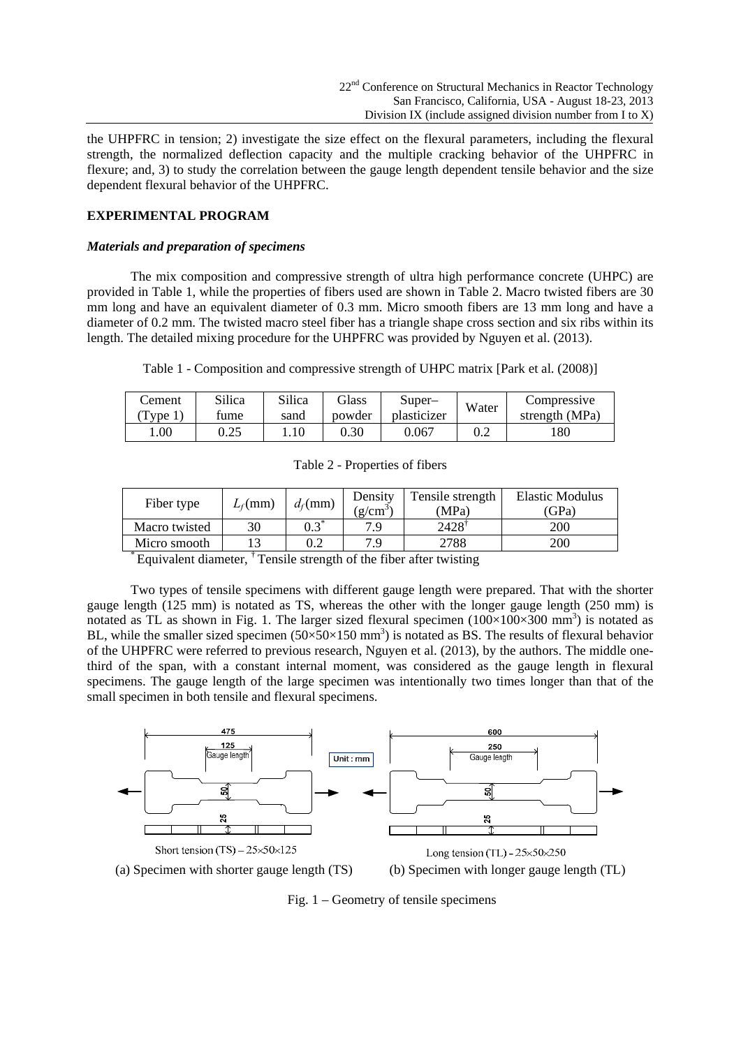the UHPFRC in tension; 2) investigate the size effect on the flexural parameters, including the flexural strength, the normalized deflection capacity and the multiple cracking behavior of the UHPFRC in flexure; and, 3) to study the correlation between the gauge length dependent tensile behavior and the size dependent flexural behavior of the UHPFRC.

## EXPERIMENTAL PROGRAM

### *Materials and preparation of specimens*

The mix composition and compressive strength of ultra high performance concrete (UHPC) are provided in Table 1, while the properties of fibers used are shown in Table 2. Macro twisted fibers are 30 mm long and have an equivalent diameter of 0.3 mm. Micro smooth fibers are 13 mm long and have a diameter of 0.2 mm. The twisted macro steel fiber has a triangle shape cross section and six ribs within its length. The detailed mixing procedure for the UHPFRC was provided by Nguyen et al. (2013).

Table 1 - Composition and compressive strength of UHPC matrix [Park et al. (2008)]

| Cement (Type 1) | Silica fume | Silica sand | Glass powder | Super–plasticizer | Water | Compressive strength (MPa) |
|---|---|---|---|---|---|---|
| 1.00 | 0.25 | 1.10 | 0.30 | 0.067 | 0.2 | 180 |

Table 2 - Properties of fibers

| Fiber type | $L_f$(mm) | $d_f$(mm) | Density (g/cm$^3$) | Tensile strength (MPa) | Elastic Modulus (GPa) |
|---|---|---|---|---|---|
| Macro twisted | 30 | 0.3* | 7.9 | 2428† | 200 |
| Micro smooth | 13 | 0.2 | 7.9 | 2788 | 200 |

* Equivalent diameter, † Tensile strength of the fiber after twisting

Two types of tensile specimens with different gauge length were prepared. That with the shorter gauge length (125 mm) is notated as TS, whereas the other with the longer gauge length (250 mm) is notated as TL as shown in Fig. 1. The larger sized flexural specimen (100×100×300 mm$^3$) is notated as BL, while the smaller sized specimen (50×50×150 mm$^3$) is notated as BS. The results of flexural behavior of the UHPFRC were referred to previous research, Nguyen et al. (2013), by the authors. The middle one-third of the span, with a constant internal moment, was considered as the gauge length in flexural specimens. The gauge length of the large specimen was intentionally two times longer than that of the small specimen in both tensile and flexural specimens.

(a) Specimen with shorter gauge length (TS) (b) Specimen with longer gauge length (TL)

Fig. 1 – Geometry of tensile specimens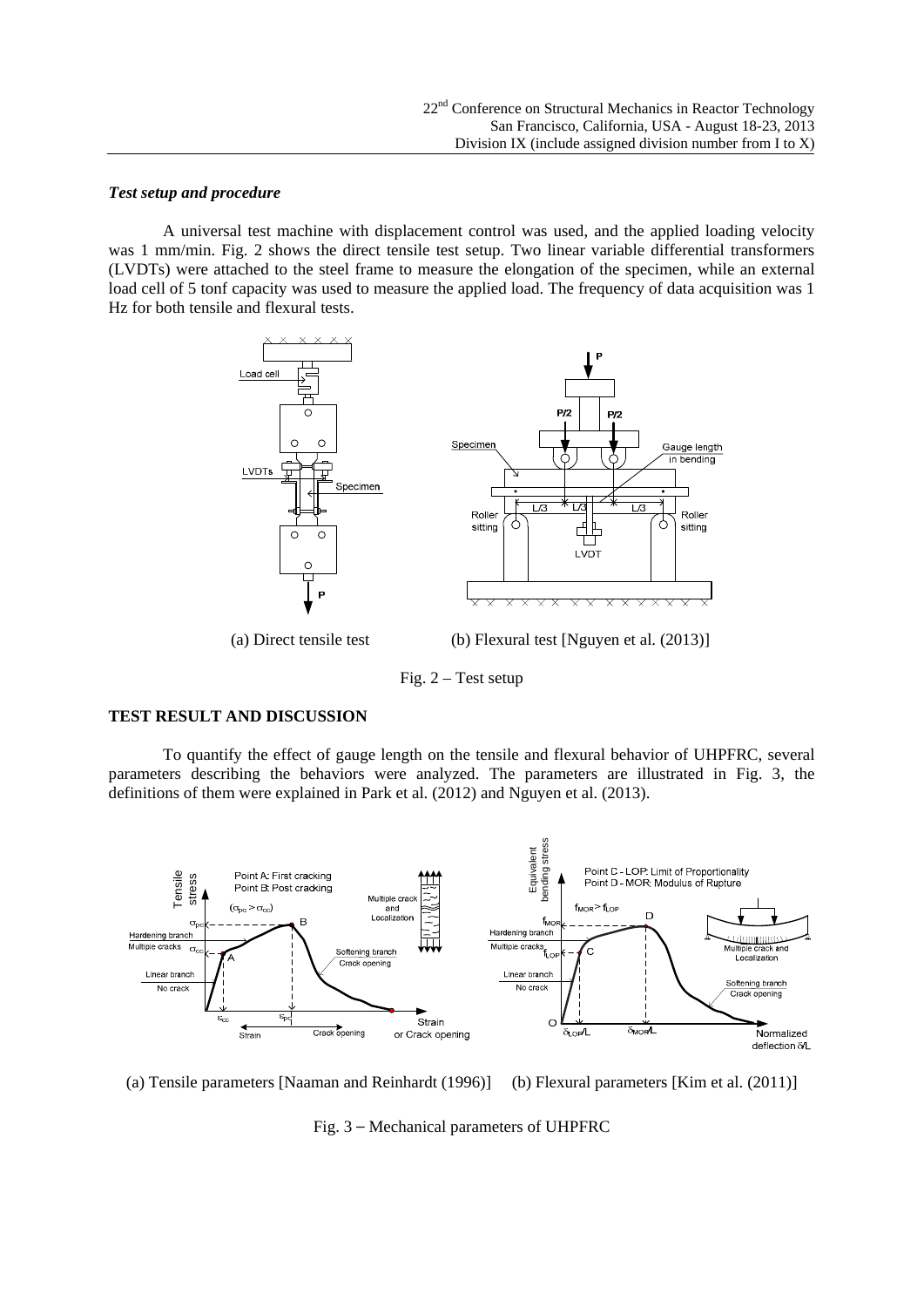### *Test setup and procedure*

A universal test machine with displacement control was used, and the applied loading velocity was 1 mm/min. Fig. 2 shows the direct tensile test setup. Two linear variable differential transformers (LVDTs) were attached to the steel frame to measure the elongation of the specimen, while an external load cell of 5 tonf capacity was used to measure the applied load. The frequency of data acquisition was 1 Hz for both tensile and flexural tests.

(a) Direct tensile test (b) Flexural test [Nguyen et al. (2013)]

Fig. 2 – Test setup

## TEST RESULT AND DISCUSSION

To quantify the effect of gauge length on the tensile and flexural behavior of UHPFRC, several parameters describing the behaviors were analyzed. The parameters are illustrated in Fig. 3, the definitions of them were explained in Park et al. (2012) and Nguyen et al. (2013).

(a) Tensile parameters [Naaman and Reinhardt (1996)] (b) Flexural parameters [Kim et al. (2011)]

Fig. 3 – Mechanical parameters of UHPFRC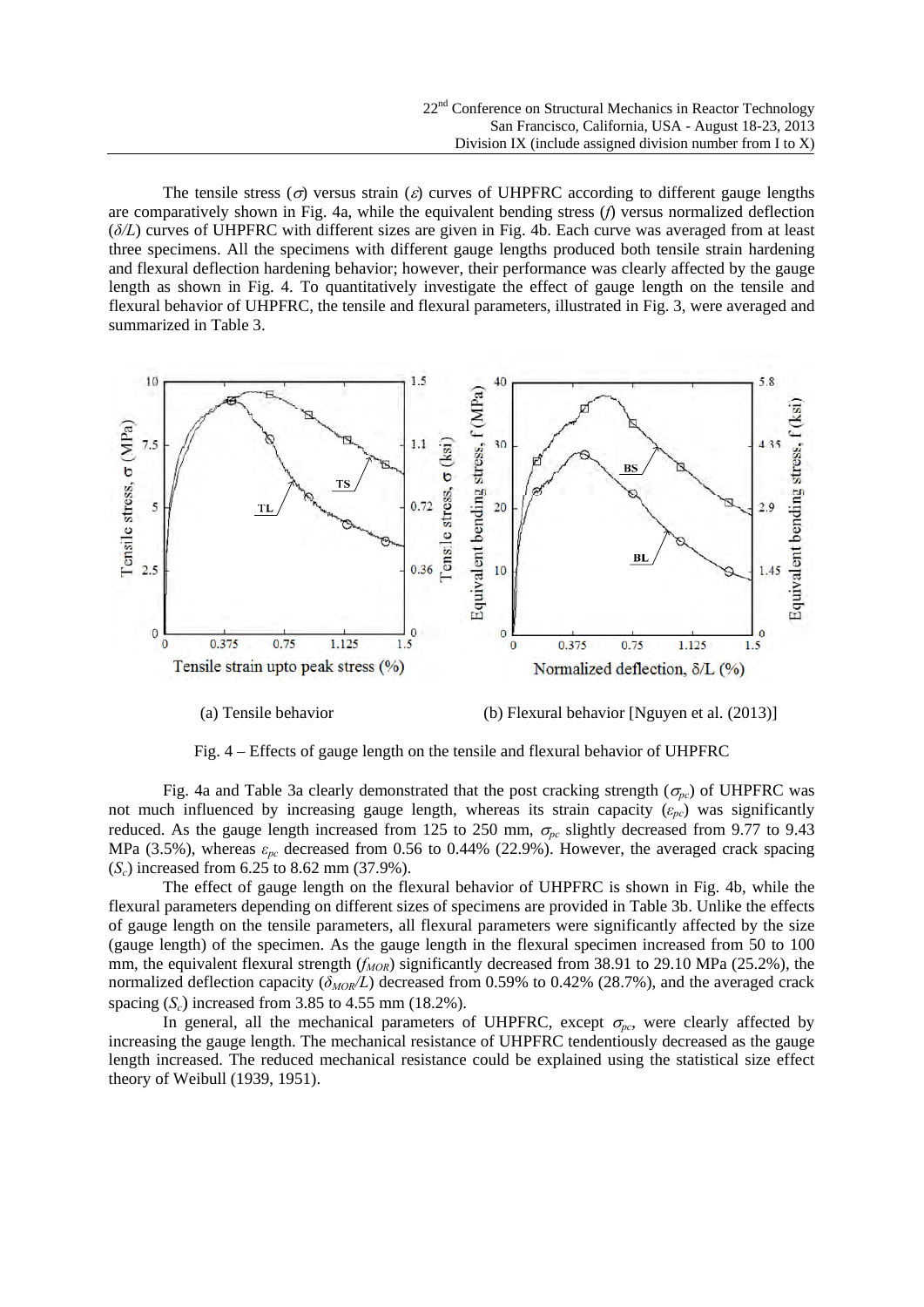The tensile stress ($\sigma$) versus strain ($\varepsilon$) curves of UHPFRC according to different gauge lengths are comparatively shown in Fig. 4a, while the equivalent bending stress ($f$) versus normalized deflection ($\delta/L$) curves of UHPFRC with different sizes are given in Fig. 4b. Each curve was averaged from at least three specimens. All the specimens with different gauge lengths produced both tensile strain hardening and flexural deflection hardening behavior; however, their performance was clearly affected by the gauge length as shown in Fig. 4. To quantitatively investigate the effect of gauge length on the tensile and flexural behavior of UHPFRC, the tensile and flexural parameters, illustrated in Fig. 3, were averaged and summarized in Table 3.

(a) Tensile behavior

(b) Flexural behavior [Nguyen et al. (2013)]

Fig. 4 – Effects of gauge length on the tensile and flexural behavior of UHPFRC

Fig. 4a and Table 3a clearly demonstrated that the post cracking strength ($\sigma_{pc}$) of UHPFRC was not much influenced by increasing gauge length, whereas its strain capacity ($\varepsilon_{pc}$) was significantly reduced. As the gauge length increased from 125 to 250 mm, $\sigma_{pc}$ slightly decreased from 9.77 to 9.43 MPa (3.5%), whereas $\varepsilon_{pc}$ decreased from 0.56 to 0.44% (22.9%). However, the averaged crack spacing ($S_c$) increased from 6.25 to 8.62 mm (37.9%).

The effect of gauge length on the flexural behavior of UHPFRC is shown in Fig. 4b, while the flexural parameters depending on different sizes of specimens are provided in Table 3b. Unlike the effects of gauge length on the tensile parameters, all flexural parameters were significantly affected by the size (gauge length) of the specimen. As the gauge length in the flexural specimen increased from 50 to 100 mm, the equivalent flexural strength ($f_{MOR}$) significantly decreased from 38.91 to 29.10 MPa (25.2%), the normalized deflection capacity ($\delta_{MOR}/L$) decreased from 0.59% to 0.42% (28.7%), and the averaged crack spacing ($S_c$) increased from 3.85 to 4.55 mm (18.2%).

In general, all the mechanical parameters of UHPFRC, except $\sigma_{pc}$, were clearly affected by increasing the gauge length. The mechanical resistance of UHPFRC tendentiously decreased as the gauge length increased. The reduced mechanical resistance could be explained using the statistical size effect theory of Weibull (1939, 1951).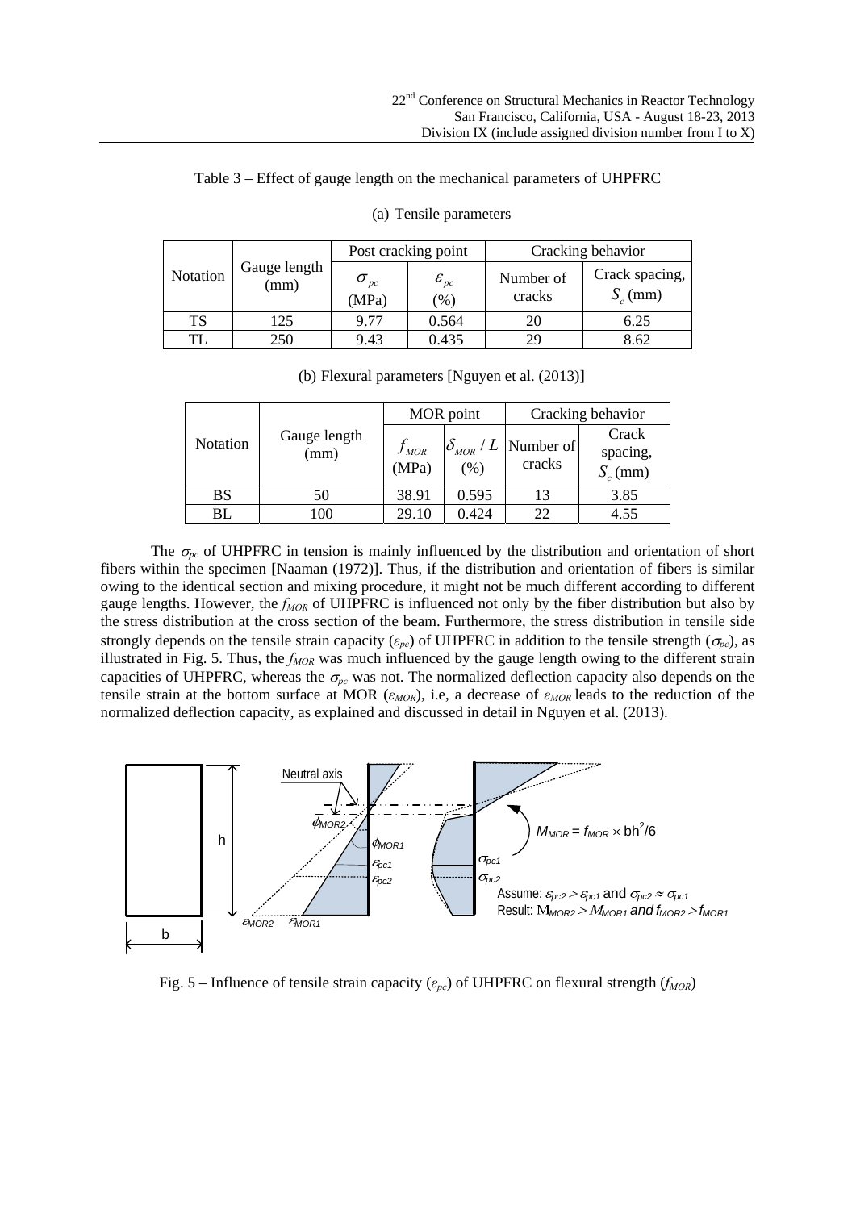Table 3 – Effect of gauge length on the mechanical parameters of UHPFRC

(a) Tensile parameters

| Notation | Gauge length (mm) | Post cracking point | | Cracking behavior | |
|---|---|---|---|---|---|
| | | $\sigma_{pc}$ (MPa) | $\varepsilon_{pc}$ (%) | Number of cracks | Crack spacing, $S_c$ (mm) |
| TS | 125 | 9.77 | 0.564 | 20 | 6.25 |
| TL | 250 | 9.43 | 0.435 | 29 | 8.62 |

(b) Flexural parameters [Nguyen et al. (2013)]

| Notation | Gauge length (mm) | MOR point | | Cracking behavior | |
|---|---|---|---|---|---|
| | | $f_{MOR}$ (MPa) | $\delta_{MOR}/L$ (%) | Number of cracks | Crack spacing, $S_c$ (mm) |
| BS | 50 | 38.91 | 0.595 | 13 | 3.85 |
| BL | 100 | 29.10 | 0.424 | 22 | 4.55 |

The $\sigma_{pc}$ of UHPFRC in tension is mainly influenced by the distribution and orientation of short fibers within the specimen [Naaman (1972)]. Thus, if the distribution and orientation of fibers is similar owing to the identical section and mixing procedure, it might not be much different according to different gauge lengths. However, the $f_{MOR}$ of UHPFRC is influenced not only by the fiber distribution but also by the stress distribution at the cross section of the beam. Furthermore, the stress distribution in tensile side strongly depends on the tensile strain capacity ($\varepsilon_{pc}$) of UHPFRC in addition to the tensile strength ($\sigma_{pc}$), as illustrated in Fig. 5. Thus, the $f_{MOR}$ was much influenced by the gauge length owing to the different strain capacities of UHPFRC, whereas the $\sigma_{pc}$ was not. The normalized deflection capacity also depends on the tensile strain at the bottom surface at MOR ($\varepsilon_{MOR}$), i.e, a decrease of $\varepsilon_{MOR}$ leads to the reduction of the normalized deflection capacity, as explained and discussed in detail in Nguyen et al. (2013).

Fig. 5 – Influence of tensile strain capacity ($\varepsilon_{pc}$) of UHPFRC on flexural strength ($f_{MOR}$)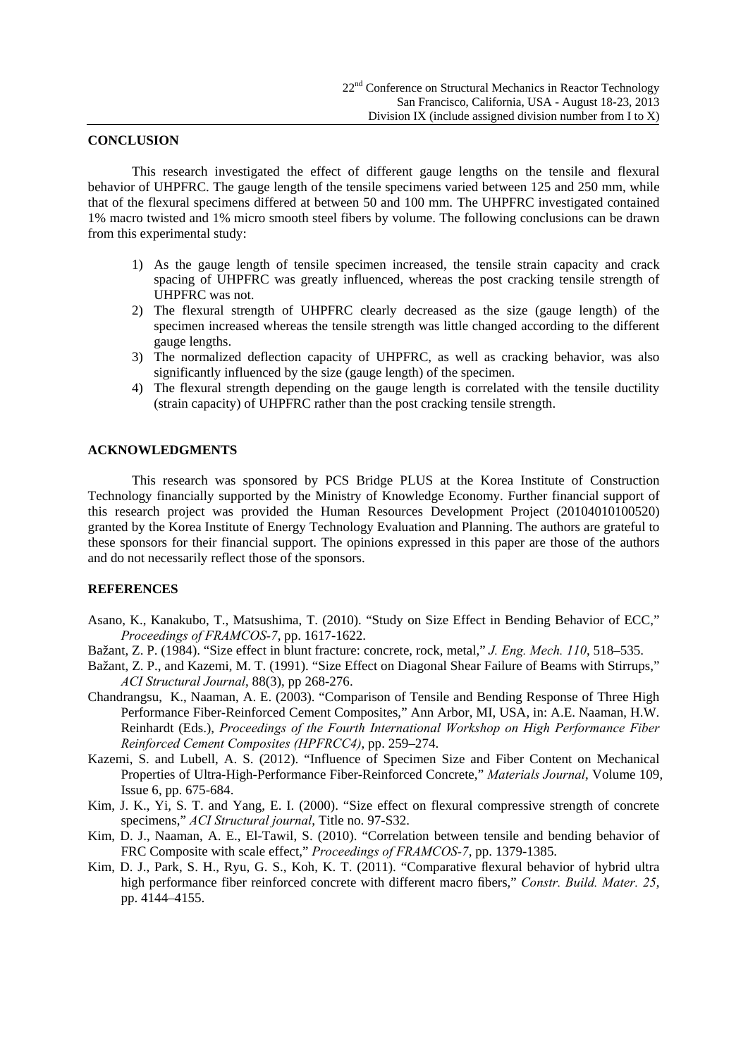## CONCLUSION

This research investigated the effect of different gauge lengths on the tensile and flexural behavior of UHPFRC. The gauge length of the tensile specimens varied between 125 and 250 mm, while that of the flexural specimens differed at between 50 and 100 mm. The UHPFRC investigated contained 1% macro twisted and 1% micro smooth steel fibers by volume. The following conclusions can be drawn from this experimental study:

1) As the gauge length of tensile specimen increased, the tensile strain capacity and crack spacing of UHPFRC was greatly influenced, whereas the post cracking tensile strength of UHPFRC was not.
2) The flexural strength of UHPFRC clearly decreased as the size (gauge length) of the specimen increased whereas the tensile strength was little changed according to the different gauge lengths.
3) The normalized deflection capacity of UHPFRC, as well as cracking behavior, was also significantly influenced by the size (gauge length) of the specimen.
4) The flexural strength depending on the gauge length is correlated with the tensile ductility (strain capacity) of UHPFRC rather than the post cracking tensile strength.

## ACKNOWLEDGMENTS

This research was sponsored by PCS Bridge PLUS at the Korea Institute of Construction Technology financially supported by the Ministry of Knowledge Economy. Further financial support of this research project was provided the Human Resources Development Project (20104010100520) granted by the Korea Institute of Energy Technology Evaluation and Planning. The authors are grateful to these sponsors for their financial support. The opinions expressed in this paper are those of the authors and do not necessarily reflect those of the sponsors.

## REFERENCES

Asano, K., Kanakubo, T., Matsushima, T. (2010). "Study on Size Effect in Bending Behavior of ECC," *Proceedings of FRAMCOS-7*, pp. 1617-1622.

Bažant, Z. P. (1984). "Size effect in blunt fracture: concrete, rock, metal," *J. Eng. Mech. 110*, 518–535.

Bažant, Z. P., and Kazemi, M. T. (1991). "Size Effect on Diagonal Shear Failure of Beams with Stirrups," *ACI Structural Journal*, 88(3), pp 268-276.

Chandrangsu, K., Naaman, A. E. (2003). "Comparison of Tensile and Bending Response of Three High Performance Fiber-Reinforced Cement Composites," Ann Arbor, MI, USA, in: A.E. Naaman, H.W. Reinhardt (Eds.), *Proceedings of the Fourth International Workshop on High Performance Fiber Reinforced Cement Composites (HPFRCC4)*, pp. 259–274.

Kazemi, S. and Lubell, A. S. (2012). "Influence of Specimen Size and Fiber Content on Mechanical Properties of Ultra-High-Performance Fiber-Reinforced Concrete," *Materials Journal*, Volume 109, Issue 6, pp. 675-684.

Kim, J. K., Yi, S. T. and Yang, E. I. (2000). "Size effect on flexural compressive strength of concrete specimens," *ACI Structural journal*, Title no. 97-S32.

Kim, D. J., Naaman, A. E., El-Tawil, S. (2010). "Correlation between tensile and bending behavior of FRC Composite with scale effect," *Proceedings of FRAMCOS-7*, pp. 1379-1385.

Kim, D. J., Park, S. H., Ryu, G. S., Koh, K. T. (2011). "Comparative flexural behavior of hybrid ultra high performance fiber reinforced concrete with different macro fibers," *Constr. Build. Mater. 25*, pp. 4144–4155.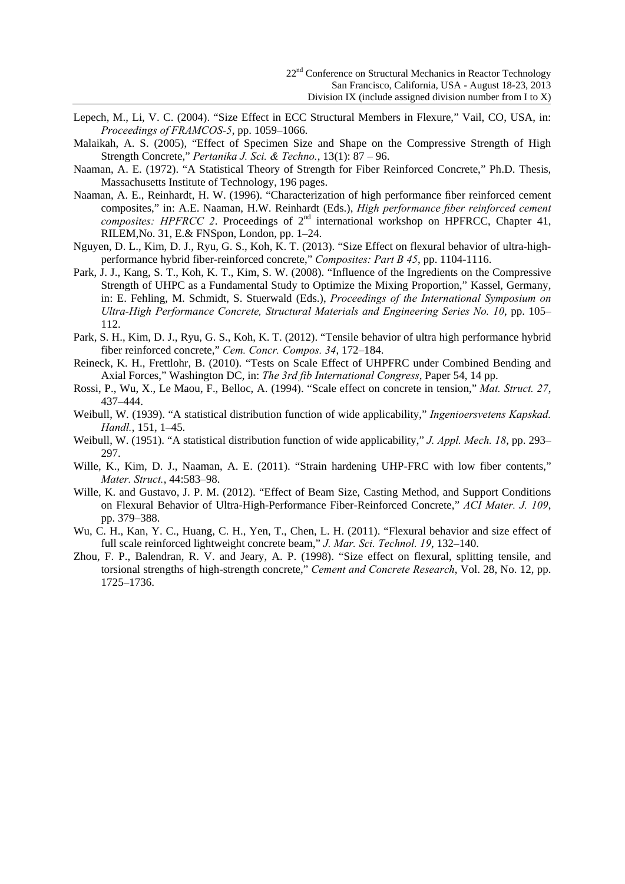Lepech, M., Li, V. C. (2004). "Size Effect in ECC Structural Members in Flexure," Vail, CO, USA, in: *Proceedings of FRAMCOS-5*, pp. 1059–1066.

Malaikah, A. S. (2005), "Effect of Specimen Size and Shape on the Compressive Strength of High Strength Concrete," *Pertanika J. Sci. & Techno.*, 13(1): 87 – 96.

Naaman, A. E. (1972). "A Statistical Theory of Strength for Fiber Reinforced Concrete," Ph.D. Thesis, Massachusetts Institute of Technology, 196 pages.

Naaman, A. E., Reinhardt, H. W. (1996). "Characterization of high performance fiber reinforced cement composites," in: A.E. Naaman, H.W. Reinhardt (Eds.), *High performance fiber reinforced cement composites: HPFRCC 2*. Proceedings of 2nd international workshop on HPFRCC, Chapter 41, RILEM,No. 31, E.& FNSpon, London, pp. 1–24.

Nguyen, D. L., Kim, D. J., Ryu, G. S., Koh, K. T. (2013). "Size Effect on flexural behavior of ultra-high-performance hybrid fiber-reinforced concrete," *Composites: Part B 45*, pp. 1104-1116.

Park, J. J., Kang, S. T., Koh, K. T., Kim, S. W. (2008). "Influence of the Ingredients on the Compressive Strength of UHPC as a Fundamental Study to Optimize the Mixing Proportion," Kassel, Germany, in: E. Fehling, M. Schmidt, S. Stuerwald (Eds.), *Proceedings of the International Symposium on Ultra-High Performance Concrete, Structural Materials and Engineering Series No. 10*, pp. 105–112.

Park, S. H., Kim, D. J., Ryu, G. S., Koh, K. T. (2012). "Tensile behavior of ultra high performance hybrid fiber reinforced concrete," *Cem. Concr. Compos. 34*, 172–184.

Reineck, K. H., Frettlohr, B. (2010). "Tests on Scale Effect of UHPFRC under Combined Bending and Axial Forces," Washington DC, in: *The 3rd fib International Congress*, Paper 54, 14 pp.

Rossi, P., Wu, X., Le Maou, F., Belloc, A. (1994). "Scale effect on concrete in tension," *Mat. Struct. 27*, 437–444.

Weibull, W. (1939). "A statistical distribution function of wide applicability," *Ingenioersvetens Kapskad. Handl.*, 151, 1–45.

Weibull, W. (1951). "A statistical distribution function of wide applicability," *J. Appl. Mech. 18*, pp. 293–297.

Wille, K., Kim, D. J., Naaman, A. E. (2011). "Strain hardening UHP-FRC with low fiber contents," *Mater. Struct.*, 44:583–98.

Wille, K. and Gustavo, J. P. M. (2012). "Effect of Beam Size, Casting Method, and Support Conditions on Flexural Behavior of Ultra-High-Performance Fiber-Reinforced Concrete," *ACI Mater. J. 109*, pp. 379–388.

Wu, C. H., Kan, Y. C., Huang, C. H., Yen, T., Chen, L. H. (2011). "Flexural behavior and size effect of full scale reinforced lightweight concrete beam," *J. Mar. Sci. Technol. 19*, 132–140.

Zhou, F. P., Balendran, R. V. and Jeary, A. P. (1998). "Size effect on flexural, splitting tensile, and torsional strengths of high-strength concrete," *Cement and Concrete Research*, Vol. 28, No. 12, pp. 1725–1736.